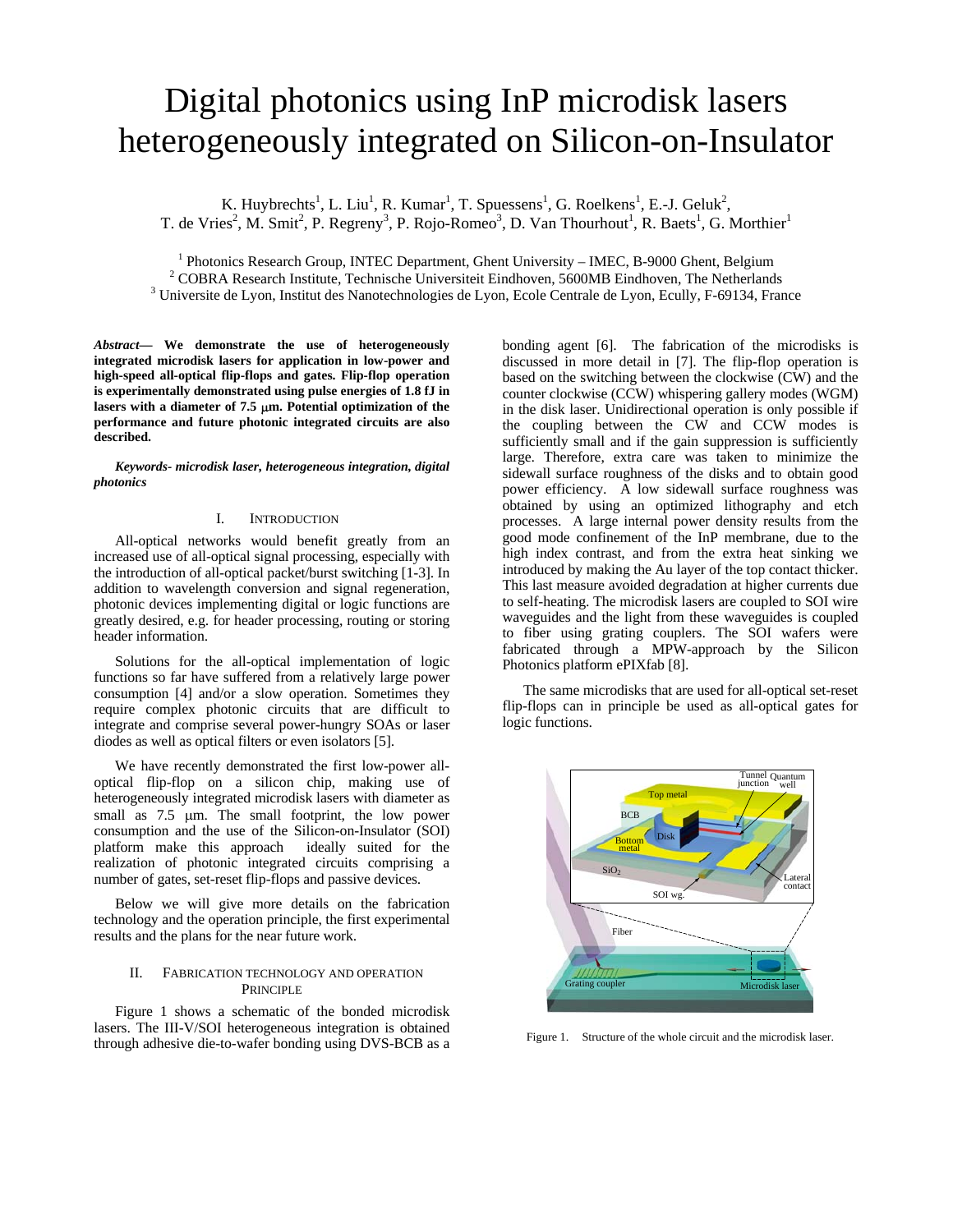# Digital photonics using InP microdisk lasers heterogeneously integrated on Silicon-on-Insulator

K. Huybrechts[1], L. Liu[1], R. Kumar[1], T. Spuessens[1], G. Roelkens[1], E.-J. Geluk[2], T. de Vries[2], M. Smit[2], P. Regreny[3], P. Rojo-Romeo[3], D. Van Thourhout[1], R. Baets[1], G. Morthier[1]

[1] Photonics Research Group, INTEC Department, Ghent University – IMEC, B-9000 Ghent, Belgium
[2] COBRA Research Institute, Technische Universiteit Eindhoven, 5600MB Eindhoven, The Netherlands
[3] Universite de Lyon, Institut des Nanotechnologies de Lyon, Ecole Centrale de Lyon, Ecully, F-69134, France

***Abstract*— We demonstrate the use of heterogeneously integrated microdisk lasers for application in low-power and high-speed all-optical flip-flops and gates. Flip-flop operation is experimentally demonstrated using pulse energies of 1.8 fJ in lasers with a diameter of 7.5 μm. Potential optimization of the performance and future photonic integrated circuits are also described.**

***Keywords- microdisk laser, heterogeneous integration, digital photonics***

## I. Introduction

All-optical networks would benefit greatly from an increased use of all-optical signal processing, especially with the introduction of all-optical packet/burst switching [1-3]. In addition to wavelength conversion and signal regeneration, photonic devices implementing digital or logic functions are greatly desired, e.g. for header processing, routing or storing header information.

Solutions for the all-optical implementation of logic functions so far have suffered from a relatively large power consumption [4] and/or a slow operation. Sometimes they require complex photonic circuits that are difficult to integrate and comprise several power-hungry SOAs or laser diodes as well as optical filters or even isolators [5].

We have recently demonstrated the first low-power all-optical flip-flop on a silicon chip, making use of heterogeneously integrated microdisk lasers with diameter as small as 7.5 μm. The small footprint, the low power consumption and the use of the Silicon-on-Insulator (SOI) platform make this approach ideally suited for the realization of photonic integrated circuits comprising a number of gates, set-reset flip-flops and passive devices.

Below we will give more details on the fabrication technology and the operation principle, the first experimental results and the plans for the near future work.

## II. Fabrication technology and operation principle

Figure 1 shows a schematic of the bonded microdisk lasers. The III-V/SOI heterogeneous integration is obtained through adhesive die-to-wafer bonding using DVS-BCB as a bonding agent [6]. The fabrication of the microdisks is discussed in more detail in [7]. The flip-flop operation is based on the switching between the clockwise (CW) and the counter clockwise (CCW) whispering gallery modes (WGM) in the disk laser. Unidirectional operation is only possible if the coupling between the CW and CCW modes is sufficiently small and if the gain suppression is sufficiently large. Therefore, extra care was taken to minimize the sidewall surface roughness of the disks and to obtain good power efficiency. A low sidewall surface roughness was obtained by using an optimized lithography and etch processes. A large internal power density results from the good mode confinement of the InP membrane, due to the high index contrast, and from the extra heat sinking we introduced by making the Au layer of the top contact thicker. This last measure avoided degradation at higher currents due to self-heating. The microdisk lasers are coupled to SOI wire waveguides and the light from these waveguides is coupled to fiber using grating couplers. The SOI wafers were fabricated through a MPW-approach by the Silicon Photonics platform ePIXfab [8].

The same microdisks that are used for all-optical set-reset flip-flops can in principle be used as all-optical gates for logic functions.

Tunnel junction
Quantum well
Top metal
BCB
Disk
Bottom metal
$SiO_2$
SOI wg.
Lateral contact
Fiber
Grating coupler
Microdisk laser

Figure 1. Structure of the whole circuit and the microdisk laser.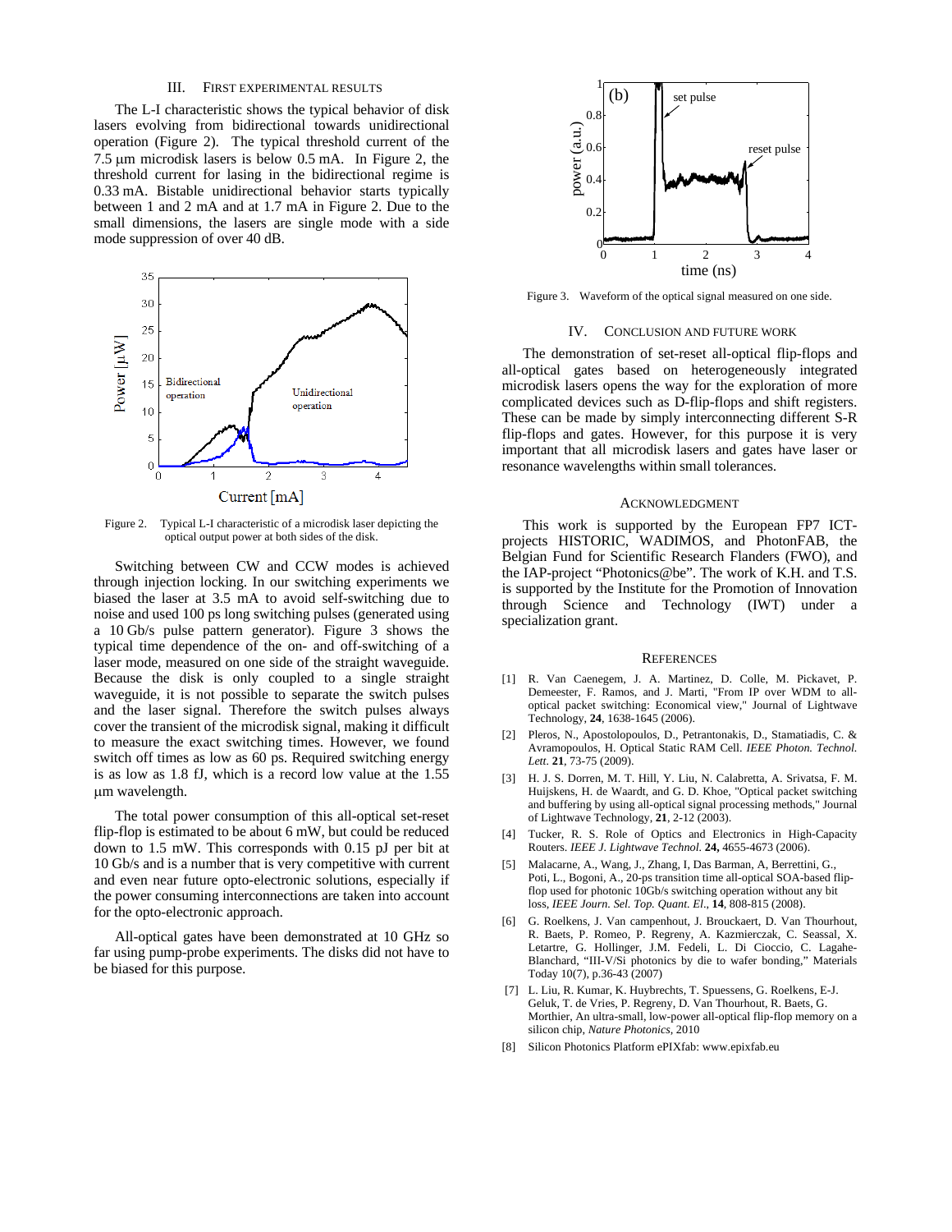### III. First Experimental Results

The L-I characteristic shows the typical behavior of disk lasers evolving from bidirectional towards unidirectional operation (Figure 2). The typical threshold current of the 7.5 μm microdisk lasers is below 0.5 mA. In Figure 2, the threshold current for lasing in the bidirectional regime is 0.33 mA. Bistable unidirectional behavior starts typically between 1 and 2 mA and at 1.7 mA in Figure 2. Due to the small dimensions, the lasers are single mode with a side mode suppression of over 40 dB.

Power [μW]
35
30
25
20
15
10
5
0
0 1 2 3 4
Current [mA]
Bidirectional operation
Unidirectional operation

Figure 2. Typical L-I characteristic of a microdisk laser depicting the optical output power at both sides of the disk.

Switching between CW and CCW modes is achieved through injection locking. In our switching experiments we biased the laser at 3.5 mA to avoid self-switching due to noise and used 100 ps long switching pulses (generated using a 10 Gb/s pulse pattern generator). Figure 3 shows the typical time dependence of the on- and off-switching of a laser mode, measured on one side of the straight waveguide. Because the disk is only coupled to a single straight waveguide, it is not possible to separate the switch pulses and the laser signal. Therefore the switch pulses always cover the transient of the microdisk signal, making it difficult to measure the exact switching times. However, we found switch off times as low as 60 ps. Required switching energy is as low as 1.8 fJ, which is a record low value at the 1.55 μm wavelength.

The total power consumption of this all-optical set-reset flip-flop is estimated to be about 6 mW, but could be reduced down to 1.5 mW. This corresponds with 0.15 pJ per bit at 10 Gb/s and is a number that is very competitive with current and even near future opto-electronic solutions, especially if the power consuming interconnections are taken into account for the opto-electronic approach.

All-optical gates have been demonstrated at 10 GHz so far using pump-probe experiments. The disks did not have to be biased for this purpose.

(b)
power (a.u.)
1
0.8
0.6
0.4
0.2
0
0 1 2 3 4
time (ns)
set pulse
reset pulse

Figure 3. Waveform of the optical signal measured on one side.

### IV. Conclusion and Future Work

The demonstration of set-reset all-optical flip-flops and all-optical gates based on heterogeneously integrated microdisk lasers opens the way for the exploration of more complicated devices such as D-flip-flops and shift registers. These can be made by simply interconnecting different S-R flip-flops and gates. However, for this purpose it is very important that all microdisk lasers and gates have laser or resonance wavelengths within small tolerances.

### Acknowledgment

This work is supported by the European FP7 ICT-projects HISTORIC, WADIMOS, and PhotonFAB, the Belgian Fund for Scientific Research Flanders (FWO), and the IAP-project "Photonics@be". The work of K.H. and T.S. is supported by the Institute for the Promotion of Innovation through Science and Technology (IWT) under a specialization grant.

### References

[1] R. Van Caenegem, J. A. Martinez, D. Colle, M. Pickavet, P. Demeester, F. Ramos, and J. Marti, "From IP over WDM to all-optical packet switching: Economical view," Journal of Lightwave Technology, **24**, 1638-1645 (2006).

[2] Pleros, N., Apostolopoulos, D., Petrantonakis, D., Stamatiadis, C. & Avramopoulos, H. Optical Static RAM Cell. *IEEE Photon. Technol. Lett*. **21**, 73-75 (2009).

[3] H. J. S. Dorren, M. T. Hill, Y. Liu, N. Calabretta, A. Srivatsa, F. M. Huijskens, H. de Waardt, and G. D. Khoe, "Optical packet switching and buffering by using all-optical signal processing methods," Journal of Lightwave Technology, **21**, 2-12 (2003).

[4] Tucker, R. S. Role of Optics and Electronics in High-Capacity Routers. *IEEE J. Lightwave Technol.* **24,** 4655-4673 (2006).

[5] Malacarne, A., Wang, J., Zhang, I, Das Barman, A, Berrettini, G., Poti, L., Bogoni, A., 20-ps transition time all-optical SOA-based flip-flop used for photonic 10Gb/s switching operation without any bit loss, *IEEE Journ. Sel. Top. Quant. El*., **14**, 808-815 (2008).

[6] G. Roelkens, J. Van campenhout, J. Brouckaert, D. Van Thourhout, R. Baets, P. Romeo, P. Regreny, A. Kazmierczak, C. Seassal, X. Letartre, G. Hollinger, J.M. Fedeli, L. Di Cioccio, C. Lagahe-Blanchard, "III-V/Si photonics by die to wafer bonding," Materials Today 10(7), p.36-43 (2007)

[7] L. Liu, R. Kumar, K. Huybrechts, T. Spuessens, G. Roelkens, E-J. Geluk, T. de Vries, P. Regreny, D. Van Thourhout, R. Baets, G. Morthier, An ultra-small, low-power all-optical flip-flop memory on a silicon chip, *Nature Photonics*, 2010

[8] Silicon Photonics Platform ePIXfab: www.epixfab.eu